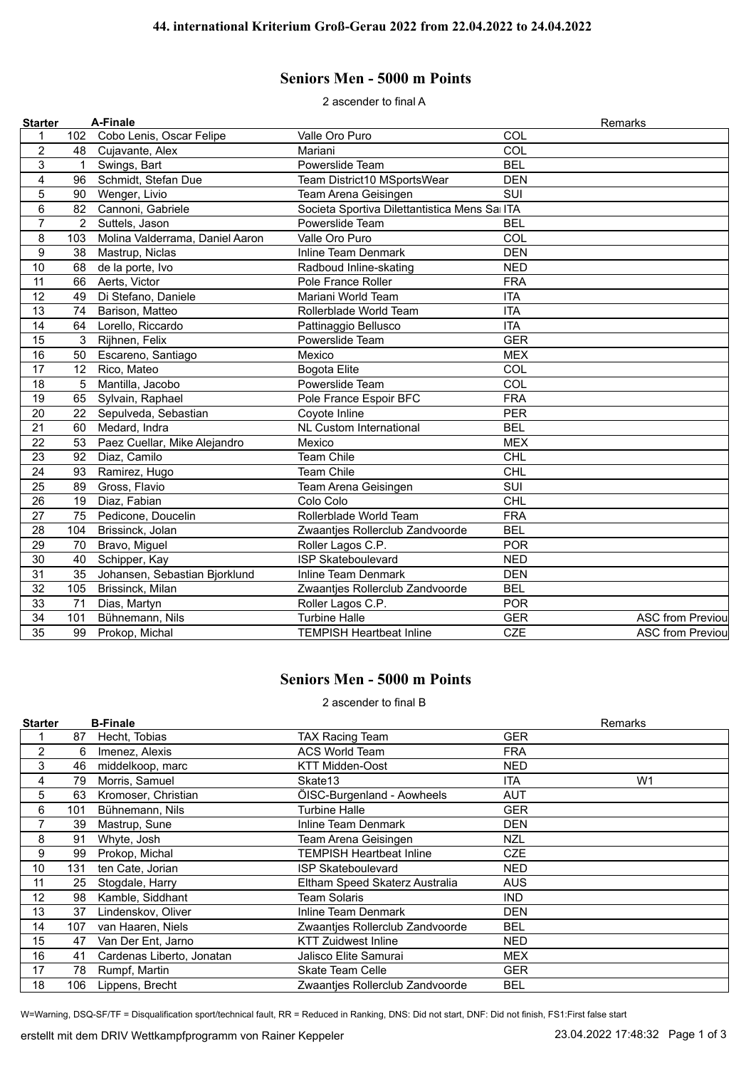## 44. international Kriterium Groß-Gerau 2022 from 22.04.2022 to 24.04.2022

# Seniors Men - 5000 m Points

2 ascender to final A

| Starter | | A-Finale | | | Remarks |
|---|---|---|---|---|---|
| 1 | 102 | Cobo Lenis, Oscar Felipe | Valle Oro Puro | COL | |
| 2 | 48 | Cujavante, Alex | Mariani | COL | |
| 3 | 1 | Swings, Bart | Powerslide Team | BEL | |
| 4 | 96 | Schmidt, Stefan Due | Team District10 MSportsWear | DEN | |
| 5 | 90 | Wenger, Livio | Team Arena Geisingen | SUI | |
| 6 | 82 | Cannoni, Gabriele | Societa Sportiva Dilettantistica Mens Sa | ITA | |
| 7 | 2 | Suttels, Jason | Powerslide Team | BEL | |
| 8 | 103 | Molina Valderrama, Daniel Aaron | Valle Oro Puro | COL | |
| 9 | 38 | Mastrup, Niclas | Inline Team Denmark | DEN | |
| 10 | 68 | de la porte, Ivo | Radboud Inline-skating | NED | |
| 11 | 66 | Aerts, Victor | Pole France Roller | FRA | |
| 12 | 49 | Di Stefano, Daniele | Mariani World Team | ITA | |
| 13 | 74 | Barison, Matteo | Rollerblade World Team | ITA | |
| 14 | 64 | Lorello, Riccardo | Pattinaggio Bellusco | ITA | |
| 15 | 3 | Rijhnen, Felix | Powerslide Team | GER | |
| 16 | 50 | Escareno, Santiago | Mexico | MEX | |
| 17 | 12 | Rico, Mateo | Bogota Elite | COL | |
| 18 | 5 | Mantilla, Jacobo | Powerslide Team | COL | |
| 19 | 65 | Sylvain, Raphael | Pole France Espoir BFC | FRA | |
| 20 | 22 | Sepulveda, Sebastian | Coyote Inline | PER | |
| 21 | 60 | Medard, Indra | NL Custom International | BEL | |
| 22 | 53 | Paez Cuellar, Mike Alejandro | Mexico | MEX | |
| 23 | 92 | Diaz, Camilo | Team Chile | CHL | |
| 24 | 93 | Ramirez, Hugo | Team Chile | CHL | |
| 25 | 89 | Gross, Flavio | Team Arena Geisingen | SUI | |
| 26 | 19 | Diaz, Fabian | Colo Colo | CHL | |
| 27 | 75 | Pedicone, Doucelin | Rollerblade World Team | FRA | |
| 28 | 104 | Brissinck, Jolan | Zwaantjes Rollerclub Zandvoorde | BEL | |
| 29 | 70 | Bravo, Miguel | Roller Lagos C.P. | POR | |
| 30 | 40 | Schipper, Kay | ISP Skateboulevard | NED | |
| 31 | 35 | Johansen, Sebastian Bjorklund | Inline Team Denmark | DEN | |
| 32 | 105 | Brissinck, Milan | Zwaantjes Rollerclub Zandvoorde | BEL | |
| 33 | 71 | Dias, Martyn | Roller Lagos C.P. | POR | |
| 34 | 101 | Bühnemann, Nils | Turbine Halle | GER | ASC from Previou |
| 35 | 99 | Prokop, Michal | TEMPISH Heartbeat Inline | CZE | ASC from Previou |

# Seniors Men - 5000 m Points

2 ascender to final B

| Starter | | B-Finale | | | Remarks |
|---|---|---|---|---|---|
| 1 | 87 | Hecht, Tobias | TAX Racing Team | GER | |
| 2 | 6 | Imenez, Alexis | ACS World Team | FRA | |
| 3 | 46 | middelkoop, marc | KTT Midden-Oost | NED | |
| 4 | 79 | Morris, Samuel | Skate13 | ITA | W1 |
| 5 | 63 | Kromoser, Christian | ÖISC-Burgenland - Aowheels | AUT | |
| 6 | 101 | Bühnemann, Nils | Turbine Halle | GER | |
| 7 | 39 | Mastrup, Sune | Inline Team Denmark | DEN | |
| 8 | 91 | Whyte, Josh | Team Arena Geisingen | NZL | |
| 9 | 99 | Prokop, Michal | TEMPISH Heartbeat Inline | CZE | |
| 10 | 131 | ten Cate, Jorian | ISP Skateboulevard | NED | |
| 11 | 25 | Stogdale, Harry | Eltham Speed Skaterz Australia | AUS | |
| 12 | 98 | Kamble, Siddhant | Team Solaris | IND | |
| 13 | 37 | Lindenskov, Oliver | Inline Team Denmark | DEN | |
| 14 | 107 | van Haaren, Niels | Zwaantjes Rollerclub Zandvoorde | BEL | |
| 15 | 47 | Van Der Ent, Jarno | KTT Zuidwest Inline | NED | |
| 16 | 41 | Cardenas Liberto, Jonatan | Jalisco Elite Samurai | MEX | |
| 17 | 78 | Rumpf, Martin | Skate Team Celle | GER | |
| 18 | 106 | Lippens, Brecht | Zwaantjes Rollerclub Zandvoorde | BEL | |

W=Warning, DSQ-SF/TF = Disqualification sport/technical fault, RR = Reduced in Ranking, DNS: Did not start, DNF: Did not finish, FS1:First false start

erstellt mit dem DRIV Wettkampfprogramm von Rainer Keppeler — 23.04.2022 17:48:32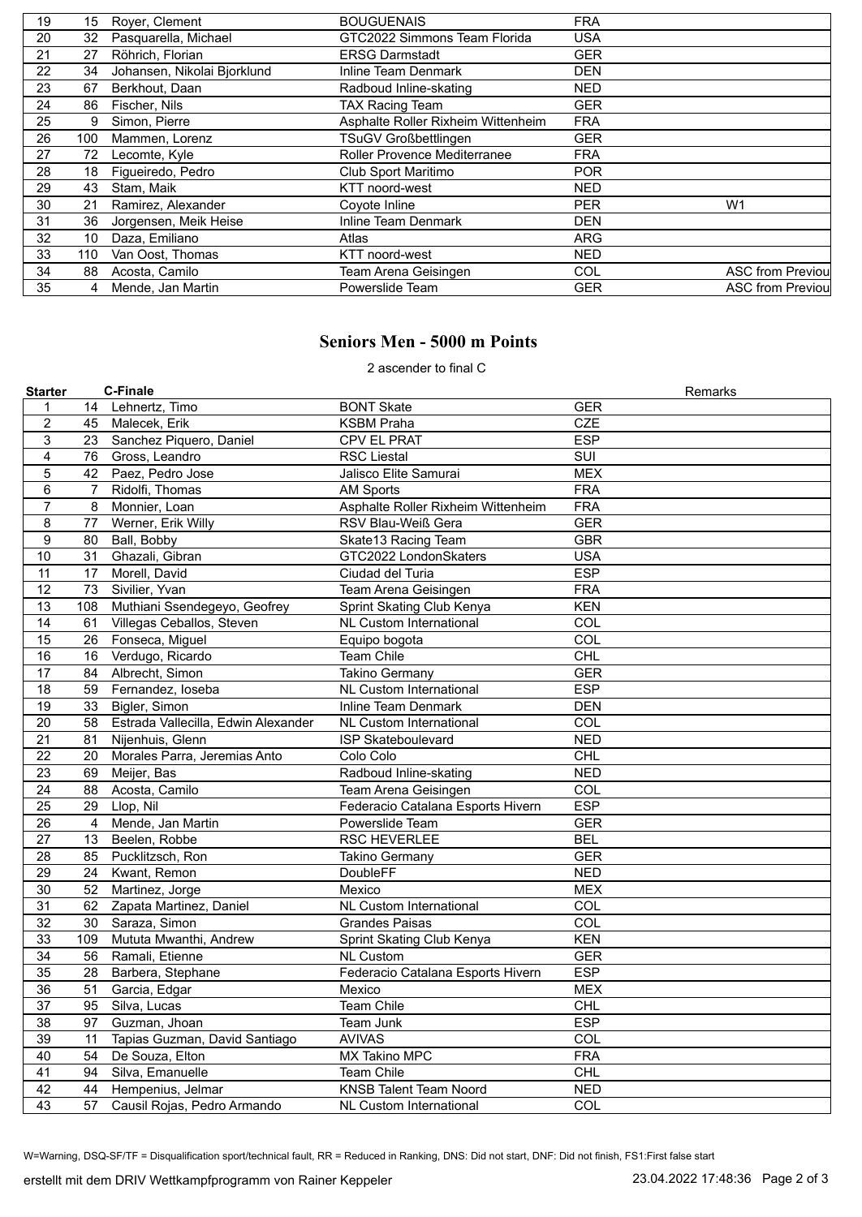| | | | | | |
|---|---|---|---|---|---|
| 19 | 15 | Royer, Clement | BOUGUENAIS | FRA | |
| 20 | 32 | Pasquarella, Michael | GTC2022 Simmons Team Florida | USA | |
| 21 | 27 | Röhrich, Florian | ERSG Darmstadt | GER | |
| 22 | 34 | Johansen, Nikolai Bjorklund | Inline Team Denmark | DEN | |
| 23 | 67 | Berkhout, Daan | Radboud Inline-skating | NED | |
| 24 | 86 | Fischer, Nils | TAX Racing Team | GER | |
| 25 | 9 | Simon, Pierre | Asphalte Roller Rixheim Wittenheim | FRA | |
| 26 | 100 | Mammen, Lorenz | TSuGV Großbettlingen | GER | |
| 27 | 72 | Lecomte, Kyle | Roller Provence Mediterranee | FRA | |
| 28 | 18 | Figueiredo, Pedro | Club Sport Maritimo | POR | |
| 29 | 43 | Stam, Maik | KTT noord-west | NED | |
| 30 | 21 | Ramirez, Alexander | Coyote Inline | PER | W1 |
| 31 | 36 | Jorgensen, Meik Heise | Inline Team Denmark | DEN | |
| 32 | 10 | Daza, Emiliano | Atlas | ARG | |
| 33 | 110 | Van Oost, Thomas | KTT noord-west | NED | |
| 34 | 88 | Acosta, Camilo | Team Arena Geisingen | COL | ASC from Previou |
| 35 | 4 | Mende, Jan Martin | Powerslide Team | GER | ASC from Previou |

## Seniors Men - 5000 m Points

2 ascender to final C

| Starter | | C-Finale | | | Remarks |
|---|---|---|---|---|---|
| 1 | 14 | Lehnertz, Timo | BONT Skate | GER | |
| 2 | 45 | Malecek, Erik | KSBM Praha | CZE | |
| 3 | 23 | Sanchez Piquero, Daniel | CPV EL PRAT | ESP | |
| 4 | 76 | Gross, Leandro | RSC Liestal | SUI | |
| 5 | 42 | Paez, Pedro Jose | Jalisco Elite Samurai | MEX | |
| 6 | 7 | Ridolfi, Thomas | AM Sports | FRA | |
| 7 | 8 | Monnier, Loan | Asphalte Roller Rixheim Wittenheim | FRA | |
| 8 | 77 | Werner, Erik Willy | RSV Blau-Weiß Gera | GER | |
| 9 | 80 | Ball, Bobby | Skate13 Racing Team | GBR | |
| 10 | 31 | Ghazali, Gibran | GTC2022 LondonSkaters | USA | |
| 11 | 17 | Morell, David | Ciudad del Turia | ESP | |
| 12 | 73 | Sivilier, Yvan | Team Arena Geisingen | FRA | |
| 13 | 108 | Muthiani Ssendegeyo, Geofrey | Sprint Skating Club Kenya | KEN | |
| 14 | 61 | Villegas Ceballos, Steven | NL Custom International | COL | |
| 15 | 26 | Fonseca, Miguel | Equipo bogota | COL | |
| 16 | 16 | Verdugo, Ricardo | Team Chile | CHL | |
| 17 | 84 | Albrecht, Simon | Takino Germany | GER | |
| 18 | 59 | Fernandez, Ioseba | NL Custom International | ESP | |
| 19 | 33 | Bigler, Simon | Inline Team Denmark | DEN | |
| 20 | 58 | Estrada Vallecilla, Edwin Alexander | NL Custom International | COL | |
| 21 | 81 | Nijenhuis, Glenn | ISP Skateboulevard | NED | |
| 22 | 20 | Morales Parra, Jeremias Anto | Colo Colo | CHL | |
| 23 | 69 | Meijer, Bas | Radboud Inline-skating | NED | |
| 24 | 88 | Acosta, Camilo | Team Arena Geisingen | COL | |
| 25 | 29 | Llop, Nil | Federacio Catalana Esports Hivern | ESP | |
| 26 | 4 | Mende, Jan Martin | Powerslide Team | GER | |
| 27 | 13 | Beelen, Robbe | RSC HEVERLEE | BEL | |
| 28 | 85 | Pucklitzsch, Ron | Takino Germany | GER | |
| 29 | 24 | Kwant, Remon | DoubleFF | NED | |
| 30 | 52 | Martinez, Jorge | Mexico | MEX | |
| 31 | 62 | Zapata Martinez, Daniel | NL Custom International | COL | |
| 32 | 30 | Saraza, Simon | Grandes Paisas | COL | |
| 33 | 109 | Mututa Mwanthi, Andrew | Sprint Skating Club Kenya | KEN | |
| 34 | 56 | Ramali, Etienne | NL Custom | GER | |
| 35 | 28 | Barbera, Stephane | Federacio Catalana Esports Hivern | ESP | |
| 36 | 51 | Garcia, Edgar | Mexico | MEX | |
| 37 | 95 | Silva, Lucas | Team Chile | CHL | |
| 38 | 97 | Guzman, Jhoan | Team Junk | ESP | |
| 39 | 11 | Tapias Guzman, David Santiago | AVIVAS | COL | |
| 40 | 54 | De Souza, Elton | MX Takino MPC | FRA | |
| 41 | 94 | Silva, Emanuelle | Team Chile | CHL | |
| 42 | 44 | Hempenius, Jelmar | KNSB Talent Team Noord | NED | |
| 43 | 57 | Causil Rojas, Pedro Armando | NL Custom International | COL | |

W=Warning, DSQ-SF/TF = Disqualification sport/technical fault, RR = Reduced in Ranking, DNS: Did not start, DNF: Did not finish, FS1:First false start

erstellt mit dem DRIV Wettkampfprogramm von Rainer Keppeler 23.04.2022 17:48:36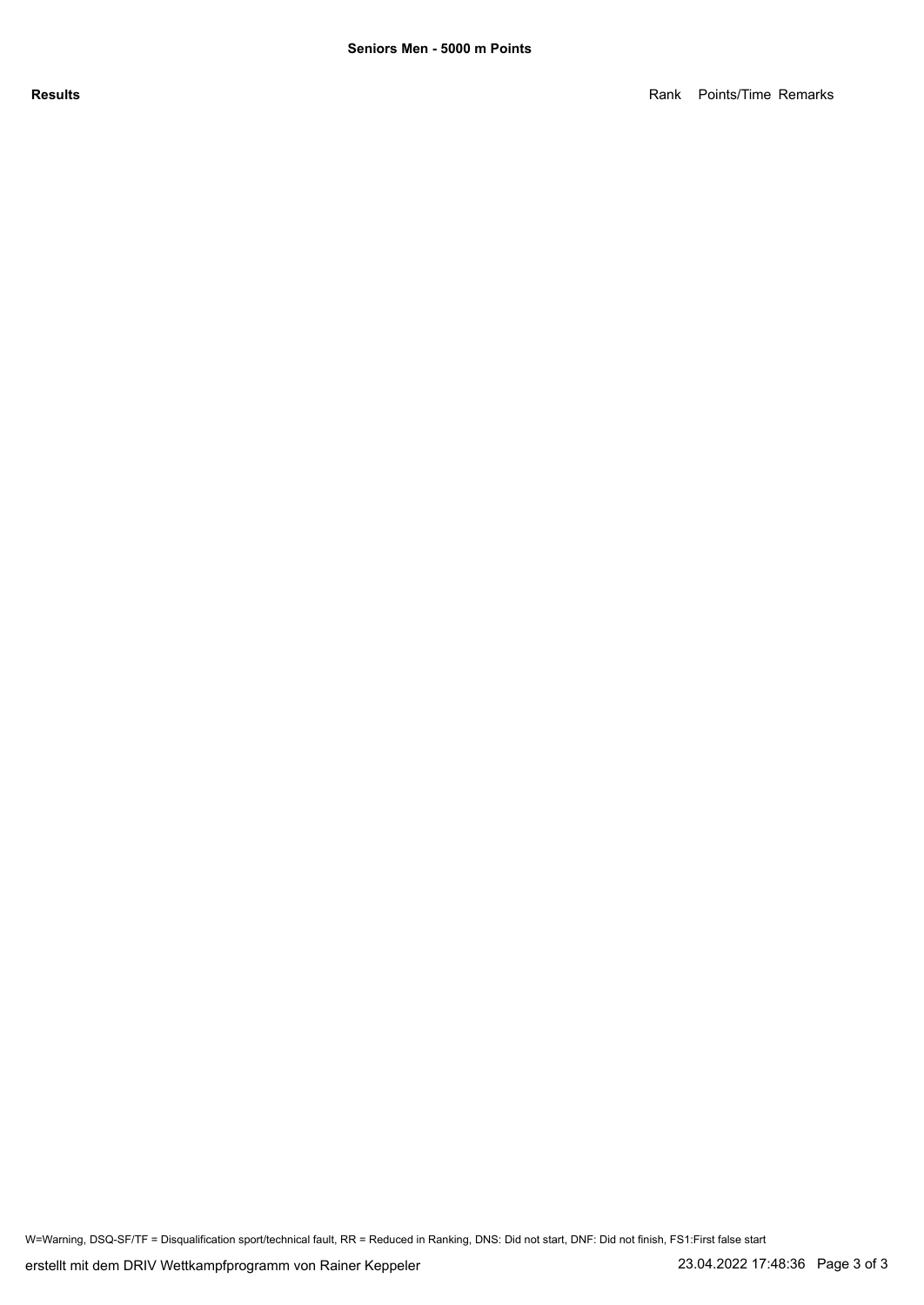**Seniors Men - 5000 m Points**

| Results | Rank | Points/Time | Remarks |
| --- | --- | --- | --- |

W=Warning, DSQ-SF/TF = Disqualification sport/technical fault, RR = Reduced in Ranking, DNS: Did not start, DNF: Did not finish, FS1:First false start